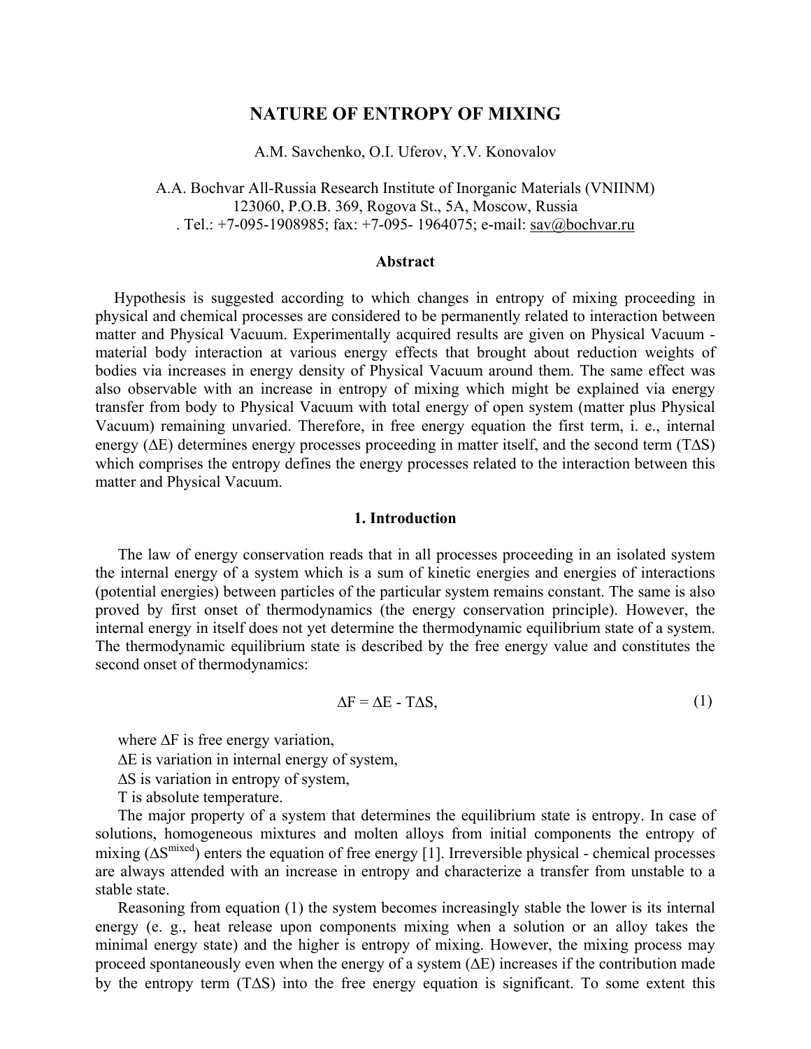# NATURE OF ENTROPY OF MIXING

A.M. Savchenko, O.I. Uferov, Y.V. Konovalov

A.A. Bochvar All-Russia Research Institute of Inorganic Materials (VNIINM)
123060, P.O.B. 369, Rogova St., 5A, Moscow, Russia
. Tel.: +7-095-1908985; fax: +7-095- 1964075; e-mail: sav@bochvar.ru

## Abstract

Hypothesis is suggested according to which changes in entropy of mixing proceeding in physical and chemical processes are considered to be permanently related to interaction between matter and Physical Vacuum. Experimentally acquired results are given on Physical Vacuum - material body interaction at various energy effects that brought about reduction weights of bodies via increases in energy density of Physical Vacuum around them. The same effect was also observable with an increase in entropy of mixing which might be explained via energy transfer from body to Physical Vacuum with total energy of open system (matter plus Physical Vacuum) remaining unvaried. Therefore, in free energy equation the first term, i. e., internal energy ($\Delta E$) determines energy processes proceeding in matter itself, and the second term ($T\Delta S$) which comprises the entropy defines the energy processes related to the interaction between this matter and Physical Vacuum.

## 1. Introduction

The law of energy conservation reads that in all processes proceeding in an isolated system the internal energy of a system which is a sum of kinetic energies and energies of interactions (potential energies) between particles of the particular system remains constant. The same is also proved by first onset of thermodynamics (the energy conservation principle). However, the internal energy in itself does not yet determine the thermodynamic equilibrium state of a system. The thermodynamic equilibrium state is described by the free energy value and constitutes the second onset of thermodynamics:

$$\Delta F = \Delta E - T\Delta S, \tag{1}$$

where $\Delta F$ is free energy variation,

$\Delta E$ is variation in internal energy of system,

$\Delta S$ is variation in entropy of system,

$T$ is absolute temperature.

The major property of a system that determines the equilibrium state is entropy. In case of solutions, homogeneous mixtures and molten alloys from initial components the entropy of mixing ($\Delta S^{mixed}$) enters the equation of free energy [1]. Irreversible physical - chemical processes are always attended with an increase in entropy and characterize a transfer from unstable to a stable state.

Reasoning from equation (1) the system becomes increasingly stable the lower is its internal energy (e. g., heat release upon components mixing when a solution or an alloy takes the minimal energy state) and the higher is entropy of mixing. However, the mixing process may proceed spontaneously even when the energy of a system ($\Delta E$) increases if the contribution made by the entropy term ($T\Delta S$) into the free energy equation is significant. To some extent this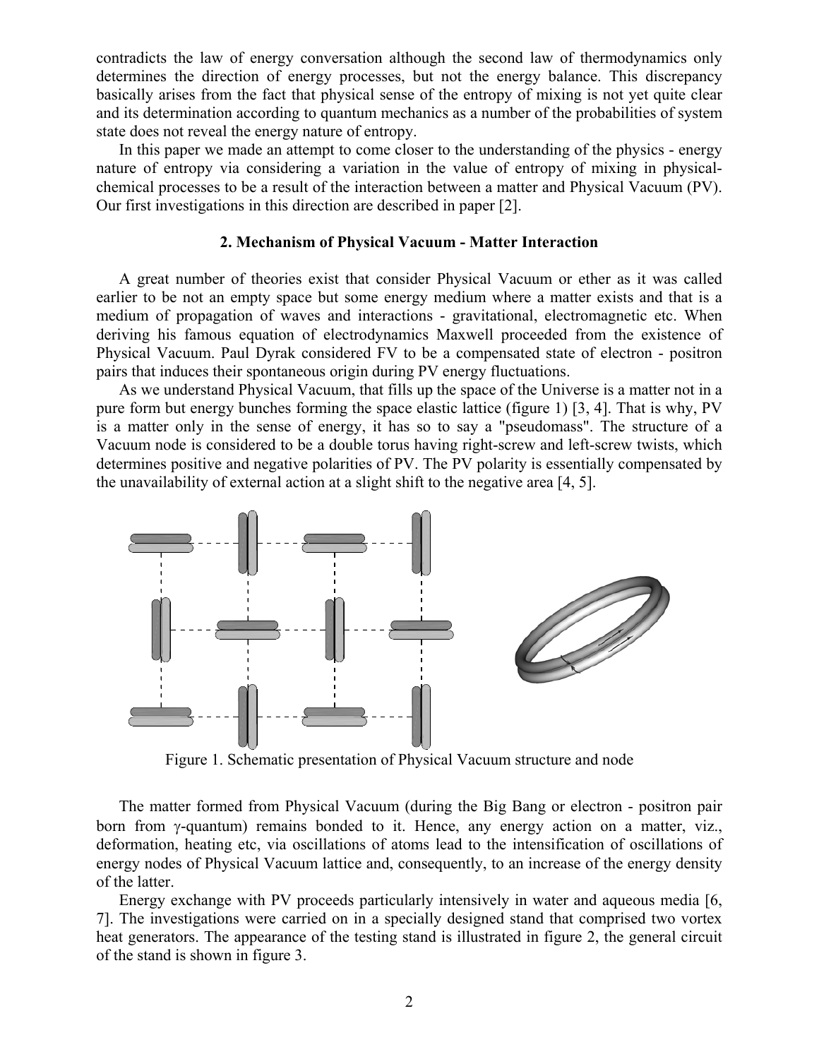contradicts the law of energy conversation although the second law of thermodynamics only determines the direction of energy processes, but not the energy balance. This discrepancy basically arises from the fact that physical sense of the entropy of mixing is not yet quite clear and its determination according to quantum mechanics as a number of the probabilities of system state does not reveal the energy nature of entropy.

In this paper we made an attempt to come closer to the understanding of the physics - energy nature of entropy via considering a variation in the value of entropy of mixing in physical-chemical processes to be a result of the interaction between a matter and Physical Vacuum (PV). Our first investigations in this direction are described in paper [2].

## 2. Mechanism of Physical Vacuum - Matter Interaction

A great number of theories exist that consider Physical Vacuum or ether as it was called earlier to be not an empty space but some energy medium where a matter exists and that is a medium of propagation of waves and interactions - gravitational, electromagnetic etc. When deriving his famous equation of electrodynamics Maxwell proceeded from the existence of Physical Vacuum. Paul Dyrak considered FV to be a compensated state of electron - positron pairs that induces their spontaneous origin during PV energy fluctuations.

As we understand Physical Vacuum, that fills up the space of the Universe is a matter not in a pure form but energy bunches forming the space elastic lattice (figure 1) [3, 4]. That is why, PV is a matter only in the sense of energy, it has so to say a "pseudomass". The structure of a Vacuum node is considered to be a double torus having right-screw and left-screw twists, which determines positive and negative polarities of PV. The PV polarity is essentially compensated by the unavailability of external action at a slight shift to the negative area [4, 5].

Figure 1. Schematic presentation of Physical Vacuum structure and node

The matter formed from Physical Vacuum (during the Big Bang or electron - positron pair born from γ-quantum) remains bonded to it. Hence, any energy action on a matter, viz., deformation, heating etc, via oscillations of atoms lead to the intensification of oscillations of energy nodes of Physical Vacuum lattice and, consequently, to an increase of the energy density of the latter.

Energy exchange with PV proceeds particularly intensively in water and aqueous media [6, 7]. The investigations were carried on in a specially designed stand that comprised two vortex heat generators. The appearance of the testing stand is illustrated in figure 2, the general circuit of the stand is shown in figure 3.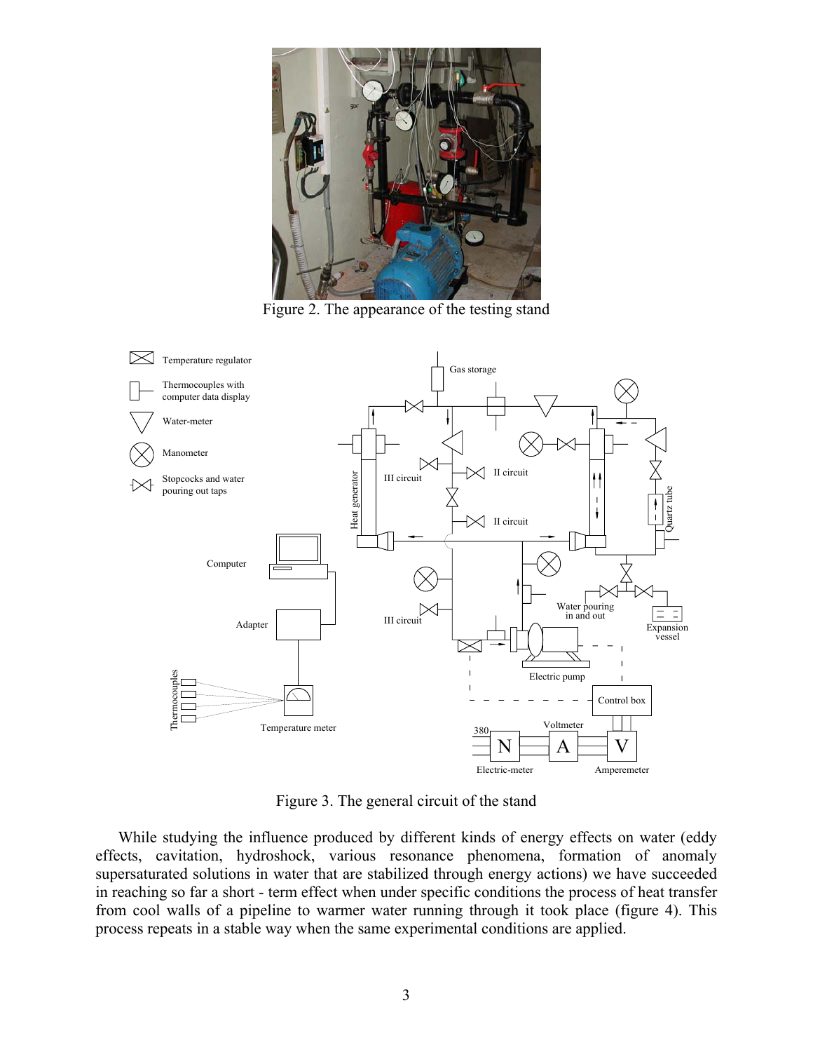Figure 2. The appearance of the testing stand

Figure 3. The general circuit of the stand

While studying the influence produced by different kinds of energy effects on water (eddy effects, cavitation, hydroshock, various resonance phenomena, formation of anomaly supersaturated solutions in water that are stabilized through energy actions) we have succeeded in reaching so far a short - term effect when under specific conditions the process of heat transfer from cool walls of a pipeline to warmer water running through it took place (figure 4). This process repeats in a stable way when the same experimental conditions are applied.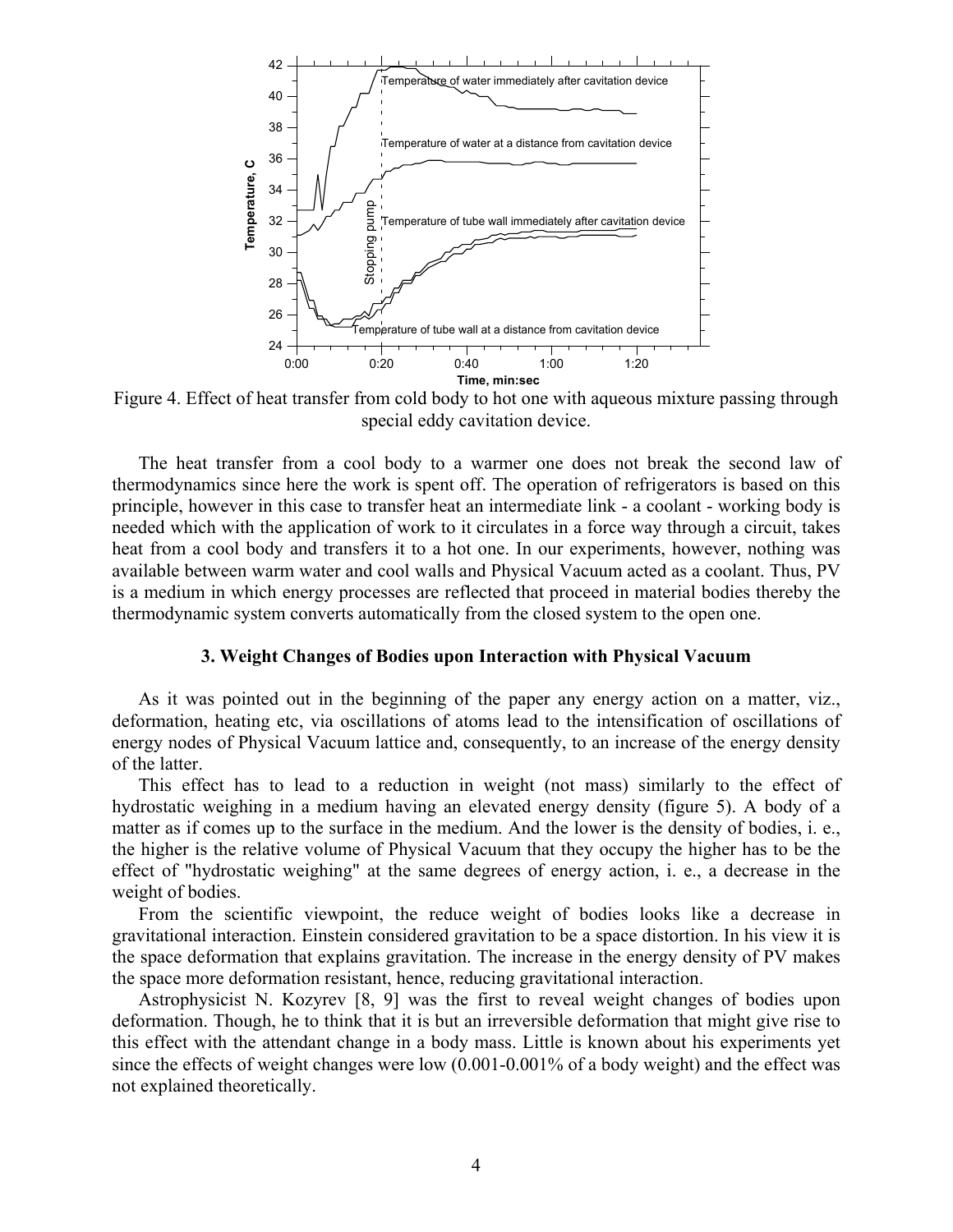Figure 4. Effect of heat transfer from cold body to hot one with aqueous mixture passing through special eddy cavitation device.

The heat transfer from a cool body to a warmer one does not break the second law of thermodynamics since here the work is spent off. The operation of refrigerators is based on this principle, however in this case to transfer heat an intermediate link - a coolant - working body is needed which with the application of work to it circulates in a force way through a circuit, takes heat from a cool body and transfers it to a hot one. In our experiments, however, nothing was available between warm water and cool walls and Physical Vacuum acted as a coolant. Thus, PV is a medium in which energy processes are reflected that proceed in material bodies thereby the thermodynamic system converts automatically from the closed system to the open one.

### 3. Weight Changes of Bodies upon Interaction with Physical Vacuum

As it was pointed out in the beginning of the paper any energy action on a matter, viz., deformation, heating etc, via oscillations of atoms lead to the intensification of oscillations of energy nodes of Physical Vacuum lattice and, consequently, to an increase of the energy density of the latter.

This effect has to lead to a reduction in weight (not mass) similarly to the effect of hydrostatic weighing in a medium having an elevated energy density (figure 5). A body of a matter as if comes up to the surface in the medium. And the lower is the density of bodies, i. e., the higher is the relative volume of Physical Vacuum that they occupy the higher has to be the effect of "hydrostatic weighing" at the same degrees of energy action, i. e., a decrease in the weight of bodies.

From the scientific viewpoint, the reduce weight of bodies looks like a decrease in gravitational interaction. Einstein considered gravitation to be a space distortion. In his view it is the space deformation that explains gravitation. The increase in the energy density of PV makes the space more deformation resistant, hence, reducing gravitational interaction.

Astrophysicist N. Kozyrev [8, 9] was the first to reveal weight changes of bodies upon deformation. Though, he to think that it is but an irreversible deformation that might give rise to this effect with the attendant change in a body mass. Little is known about his experiments yet since the effects of weight changes were low (0.001-0.001% of a body weight) and the effect was not explained theoretically.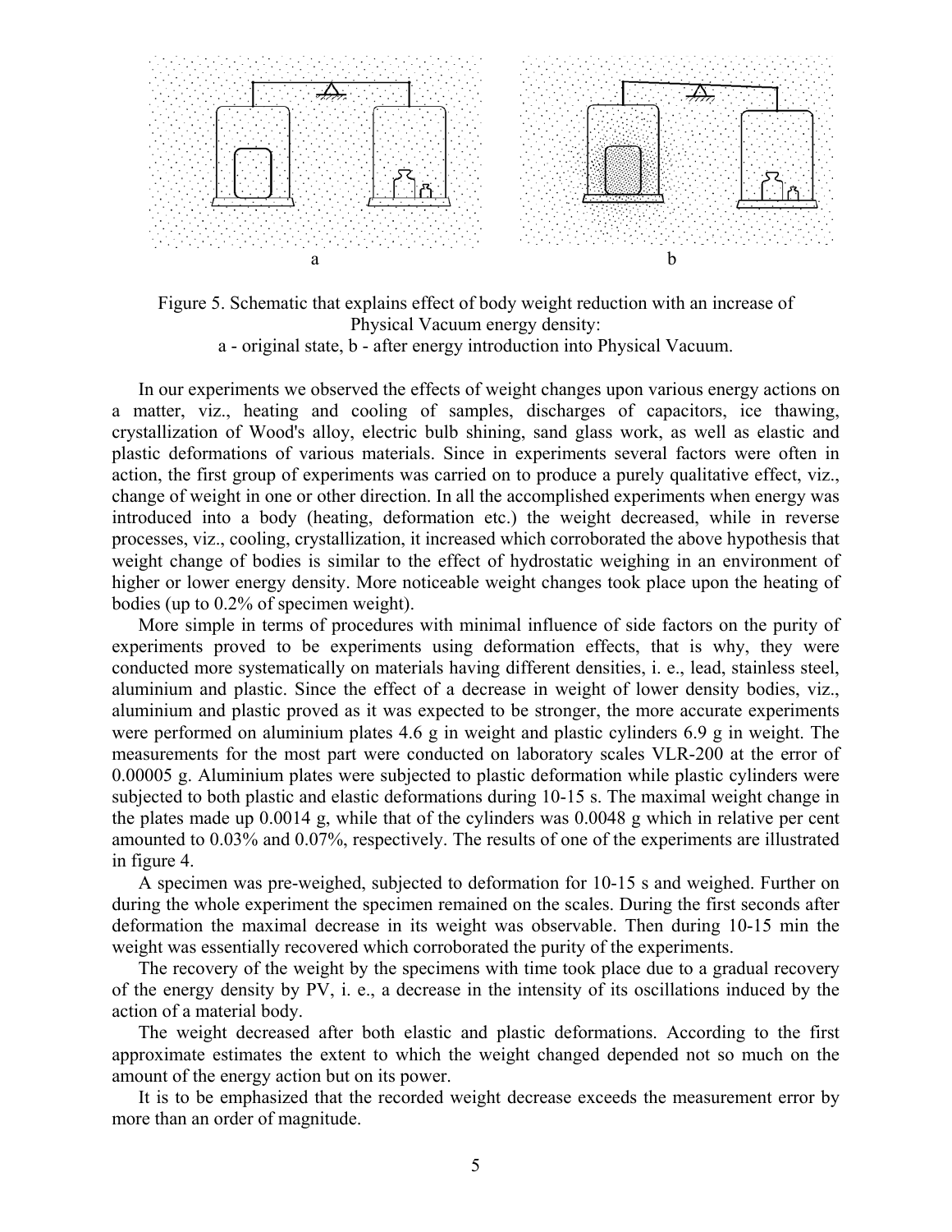Figure 5. Schematic that explains effect of body weight reduction with an increase of Physical Vacuum energy density:
a - original state, b - after energy introduction into Physical Vacuum.

In our experiments we observed the effects of weight changes upon various energy actions on a matter, viz., heating and cooling of samples, discharges of capacitors, ice thawing, crystallization of Wood's alloy, electric bulb shining, sand glass work, as well as elastic and plastic deformations of various materials. Since in experiments several factors were often in action, the first group of experiments was carried on to produce a purely qualitative effect, viz., change of weight in one or other direction. In all the accomplished experiments when energy was introduced into a body (heating, deformation etc.) the weight decreased, while in reverse processes, viz., cooling, crystallization, it increased which corroborated the above hypothesis that weight change of bodies is similar to the effect of hydrostatic weighing in an environment of higher or lower energy density. More noticeable weight changes took place upon the heating of bodies (up to 0.2% of specimen weight).

More simple in terms of procedures with minimal influence of side factors on the purity of experiments proved to be experiments using deformation effects, that is why, they were conducted more systematically on materials having different densities, i. e., lead, stainless steel, aluminium and plastic. Since the effect of a decrease in weight of lower density bodies, viz., aluminium and plastic proved as it was expected to be stronger, the more accurate experiments were performed on aluminium plates 4.6 g in weight and plastic cylinders 6.9 g in weight. The measurements for the most part were conducted on laboratory scales VLR-200 at the error of 0.00005 g. Aluminium plates were subjected to plastic deformation while plastic cylinders were subjected to both plastic and elastic deformations during 10-15 s. The maximal weight change in the plates made up 0.0014 g, while that of the cylinders was 0.0048 g which in relative per cent amounted to 0.03% and 0.07%, respectively. The results of one of the experiments are illustrated in figure 4.

A specimen was pre-weighed, subjected to deformation for 10-15 s and weighed. Further on during the whole experiment the specimen remained on the scales. During the first seconds after deformation the maximal decrease in its weight was observable. Then during 10-15 min the weight was essentially recovered which corroborated the purity of the experiments.

The recovery of the weight by the specimens with time took place due to a gradual recovery of the energy density by PV, i. e., a decrease in the intensity of its oscillations induced by the action of a material body.

The weight decreased after both elastic and plastic deformations. According to the first approximate estimates the extent to which the weight changed depended not so much on the amount of the energy action but on its power.

It is to be emphasized that the recorded weight decrease exceeds the measurement error by more than an order of magnitude.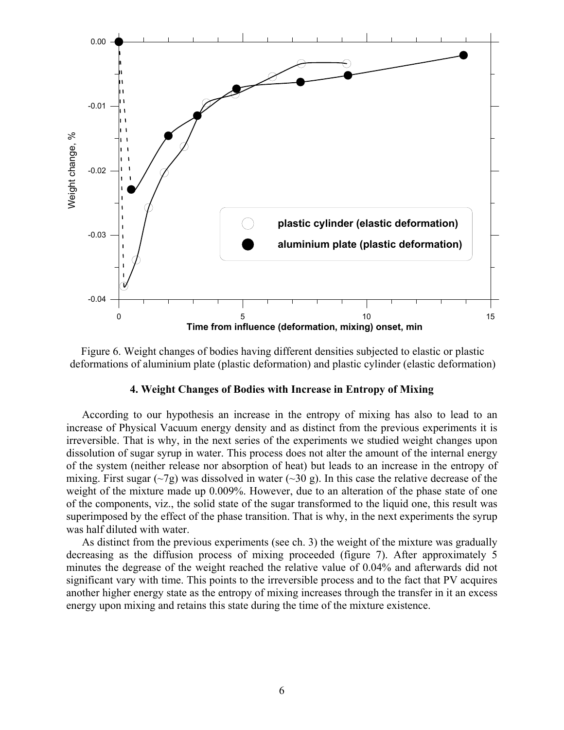Figure 6. Weight changes of bodies having different densities subjected to elastic or plastic deformations of aluminium plate (plastic deformation) and plastic cylinder (elastic deformation)

### 4. Weight Changes of Bodies with Increase in Entropy of Mixing

According to our hypothesis an increase in the entropy of mixing has also to lead to an increase of Physical Vacuum energy density and as distinct from the previous experiments it is irreversible. That is why, in the next series of the experiments we studied weight changes upon dissolution of sugar syrup in water. This process does not alter the amount of the internal energy of the system (neither release nor absorption of heat) but leads to an increase in the entropy of mixing. First sugar (~7g) was dissolved in water (~30 g). In this case the relative decrease of the weight of the mixture made up 0.009%. However, due to an alteration of the phase state of one of the components, viz., the solid state of the sugar transformed to the liquid one, this result was superimposed by the effect of the phase transition. That is why, in the next experiments the syrup was half diluted with water.

As distinct from the previous experiments (see ch. 3) the weight of the mixture was gradually decreasing as the diffusion process of mixing proceeded (figure 7). After approximately 5 minutes the degrease of the weight reached the relative value of 0.04% and afterwards did not significant vary with time. This points to the irreversible process and to the fact that PV acquires another higher energy state as the entropy of mixing increases through the transfer in it an excess energy upon mixing and retains this state during the time of the mixture existence.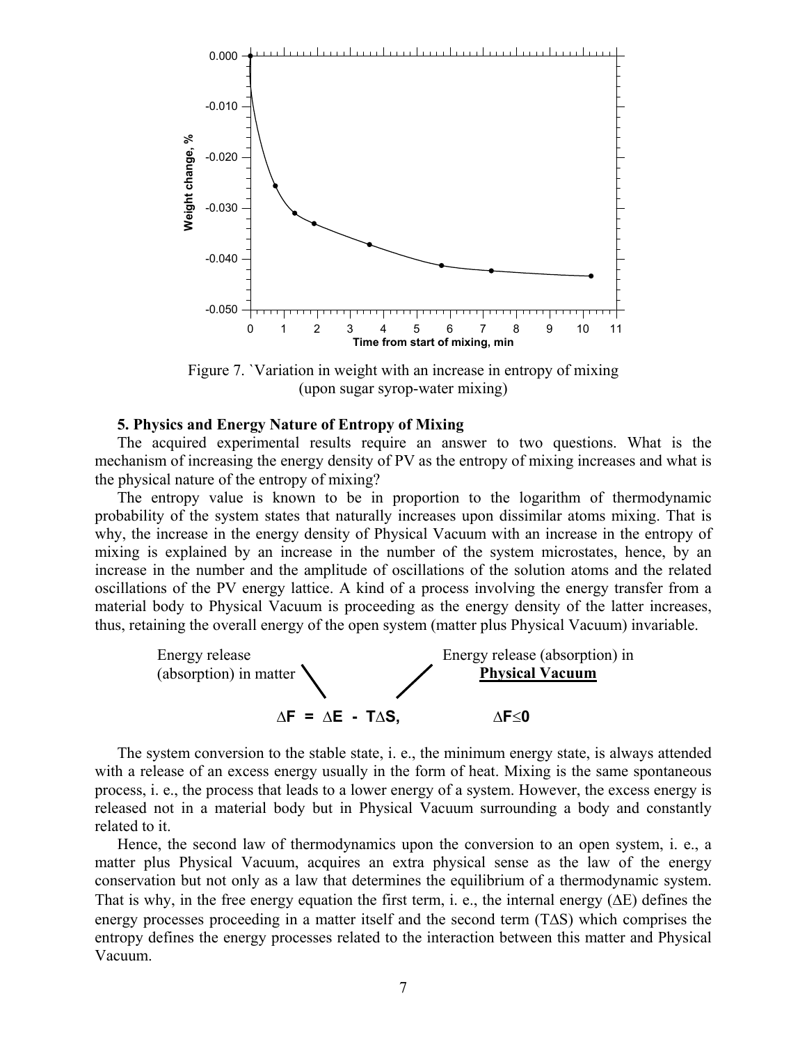Figure 7. `Variation in weight with an increase in entropy of mixing (upon sugar syrop-water mixing)

### 5. Physics and Energy Nature of Entropy of Mixing

The acquired experimental results require an answer to two questions. What is the mechanism of increasing the energy density of PV as the entropy of mixing increases and what is the physical nature of the entropy of mixing?

The entropy value is known to be in proportion to the logarithm of thermodynamic probability of the system states that naturally increases upon dissimilar atoms mixing. That is why, the increase in the energy density of Physical Vacuum with an increase in the entropy of mixing is explained by an increase in the number of the system microstates, hence, by an increase in the number and the amplitude of oscillations of the solution atoms and the related oscillations of the PV energy lattice. A kind of a process involving the energy transfer from a material body to Physical Vacuum is proceeding as the energy density of the latter increases, thus, retaining the overall energy of the open system (matter plus Physical Vacuum) invariable.

Energy release (absorption) in matter — Energy release (absorption) in **Physical Vacuum**

$$\Delta F = \Delta E - T\Delta S, \qquad \Delta F \leq 0$$

The system conversion to the stable state, i. e., the minimum energy state, is always attended with a release of an excess energy usually in the form of heat. Mixing is the same spontaneous process, i. e., the process that leads to a lower energy of a system. However, the excess energy is released not in a material body but in Physical Vacuum surrounding a body and constantly related to it.

Hence, the second law of thermodynamics upon the conversion to an open system, i. e., a matter plus Physical Vacuum, acquires an extra physical sense as the law of the energy conservation but not only as a law that determines the equilibrium of a thermodynamic system. That is why, in the free energy equation the first term, i. e., the internal energy ($\Delta E$) defines the energy processes proceeding in a matter itself and the second term ($T\Delta S$) which comprises the entropy defines the energy processes related to the interaction between this matter and Physical Vacuum.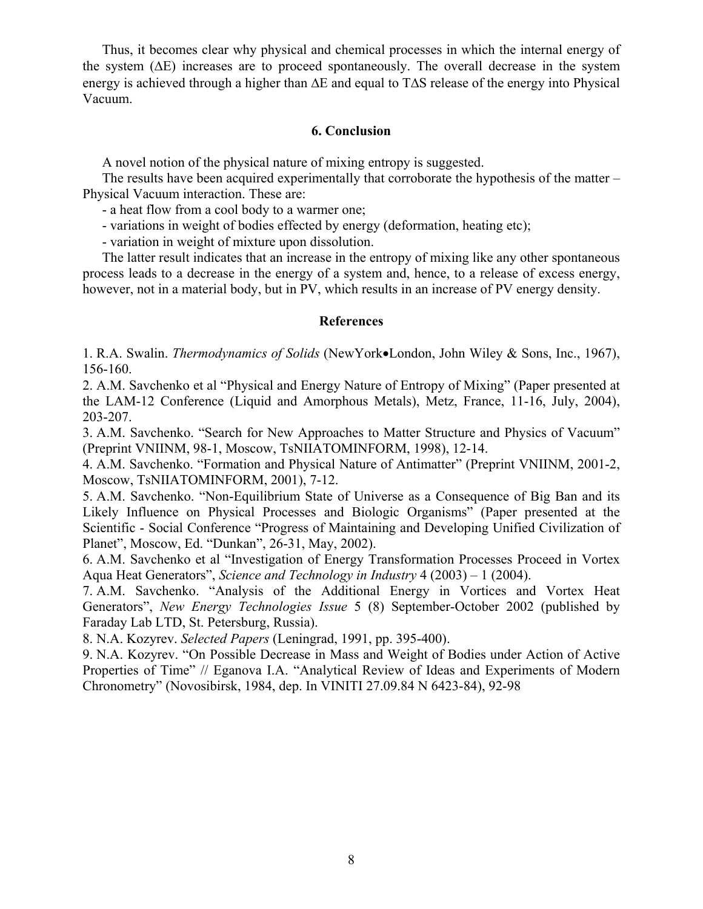Thus, it becomes clear why physical and chemical processes in which the internal energy of the system ($\Delta E$) increases are to proceed spontaneously. The overall decrease in the system energy is achieved through a higher than $\Delta E$ and equal to $T\Delta S$ release of the energy into Physical Vacuum.

## 6. Conclusion

A novel notion of the physical nature of mixing entropy is suggested.

The results have been acquired experimentally that corroborate the hypothesis of the matter – Physical Vacuum interaction. These are:

- a heat flow from a cool body to a warmer one;
- variations in weight of bodies effected by energy (deformation, heating etc);
- variation in weight of mixture upon dissolution.

The latter result indicates that an increase in the entropy of mixing like any other spontaneous process leads to a decrease in the energy of a system and, hence, to a release of excess energy, however, not in a material body, but in PV, which results in an increase of PV energy density.

## References

1. R.A. Swalin. *Thermodynamics of Solids* (NewYork•London, John Wiley & Sons, Inc., 1967), 156-160.
2. A.M. Savchenko et al "Physical and Energy Nature of Entropy of Mixing" (Paper presented at the LAM-12 Conference (Liquid and Amorphous Metals), Metz, France, 11-16, July, 2004), 203-207.
3. A.M. Savchenko. "Search for New Approaches to Matter Structure and Physics of Vacuum" (Preprint VNIINM, 98-1, Moscow, TsNIIATOMINFORM, 1998), 12-14.
4. A.M. Savchenko. "Formation and Physical Nature of Antimatter" (Preprint VNIINM, 2001-2, Moscow, TsNIIATOMINFORM, 2001), 7-12.
5. A.M. Savchenko. "Non-Equilibrium State of Universe as a Consequence of Big Ban and its Likely Influence on Physical Processes and Biologic Organisms" (Paper presented at the Scientific - Social Conference "Progress of Maintaining and Developing Unified Civilization of Planet", Moscow, Ed. "Dunkan", 26-31, May, 2002).
6. A.M. Savchenko et al "Investigation of Energy Transformation Processes Proceed in Vortex Aqua Heat Generators", *Science and Technology in Industry* 4 (2003) – 1 (2004).
7. A.M. Savchenko. "Analysis of the Additional Energy in Vortices and Vortex Heat Generators", *New Energy Technologies Issue* 5 (8) September-October 2002 (published by Faraday Lab LTD, St. Petersburg, Russia).
8. N.A. Kozyrev. *Selected Papers* (Leningrad, 1991, pp. 395-400).
9. N.A. Kozyrev. "On Possible Decrease in Mass and Weight of Bodies under Action of Active Properties of Time" // Eganova I.A. "Analytical Review of Ideas and Experiments of Modern Chronometry" (Novosibirsk, 1984, dep. In VINITI 27.09.84 N 6423-84), 92-98